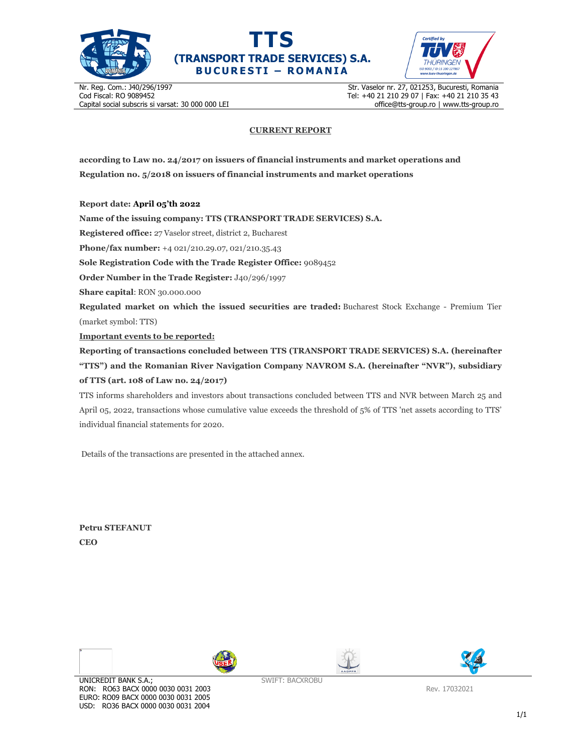**TTS**
**(TRANSPORT TRADE SERVICES) S.A.**
**BUCURESTI – ROMANIA**

Nr. Reg. Com.: J40/296/1997
Cod Fiscal: RO 9089452
Capital social subscris si varsat: 30 000 000 LEI

Str. Vaselor nr. 27, 021253, Bucuresti, Romania
Tel: +40 21 210 29 07 | Fax: +40 21 210 35 43
office@tts-group.ro | www.tts-group.ro

# CURRENT REPORT

**according to Law no. 24/2017 on issuers of financial instruments and market operations and Regulation no. 5/2018 on issuers of financial instruments and market operations**

**Report date: April 05'th 2022**

**Name of the issuing company: TTS (TRANSPORT TRADE SERVICES) S.A.**

**Registered office:** 27 Vaselor street, district 2, Bucharest

**Phone/fax number:** +4 021/210.29.07, 021/210.35.43

**Sole Registration Code with the Trade Register Office:** 9089452

**Order Number in the Trade Register:** J40/296/1997

**Share capital**: RON 30.000.000

**Regulated market on which the issued securities are traded:** Bucharest Stock Exchange - Premium Tier (market symbol: TTS)

**Important events to be reported:**

**Reporting of transactions concluded between TTS (TRANSPORT TRADE SERVICES) S.A. (hereinafter "TTS") and the Romanian River Navigation Company NAVROM S.A. (hereinafter "NVR"), subsidiary of TTS (art. 108 of Law no. 24/2017)**

TTS informs shareholders and investors about transactions concluded between TTS and NVR between March 25 and April 05, 2022, transactions whose cumulative value exceeds the threshold of 5% of TTS 'net assets according to TTS' individual financial statements for 2020.

Details of the transactions are presented in the attached annex.

**Petru STEFANUT**
**CEO**

UNICREDIT BANK S.A.;
RON: RO63 BACX 0000 0030 0031 2003
EURO: RO09 BACX 0000 0030 0031 2005
USD: RO36 BACX 0000 0030 0031 2004

SWIFT: BACXROBU

Rev. 17032021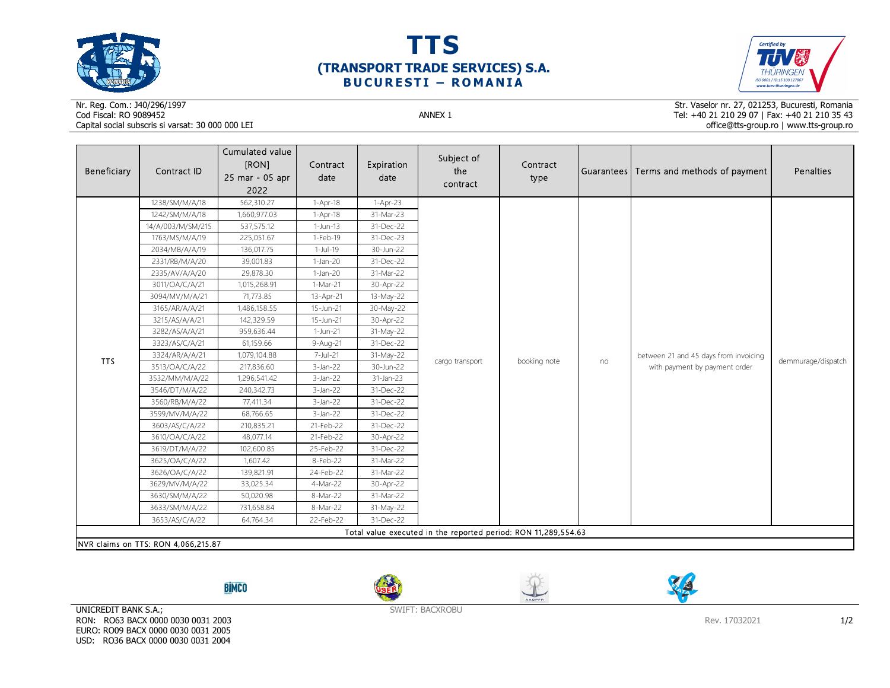# TTS
## (TRANSPORT TRADE SERVICES) S.A.
### BUCURESTI – ROMANIA

Nr. Reg. Com.: J40/296/1997
Cod Fiscal: RO 9089452
Capital social subscris si varsat: 30 000 000 LEI

Str. Vaselor nr. 27, 021253, Bucuresti, Romania
Tel: +40 21 210 29 07 | Fax: +40 21 210 35 43
office@tts-group.ro | www.tts-group.ro

ANNEX 1

| Beneficiary | Contract ID | Cumulated value [RON] 25 mar - 05 apr 2022 | Contract date | Expiration date | Subject of the contract | Contract type | Guarantees | Terms and methods of payment | Penalties |
|---|---|---|---|---|---|---|---|---|---|
| TTS | 1238/SM/M/A/18 | 562,310.27 | 1-Apr-18 | 1-Apr-23 | cargo transport | booking note | no | between 21 and 45 days from invoicing with payment by payment order | demmurage/dispatch |
| | 1242/SM/M/A/18 | 1,660,977.03 | 1-Apr-18 | 31-Mar-23 | | | | | |
| | 14/A/003/M/SM/215 | 537,575.12 | 1-Jun-13 | 31-Dec-22 | | | | | |
| | 1763/MS/M/A/19 | 225,051.67 | 1-Feb-19 | 31-Dec-23 | | | | | |
| | 2034/MB/A/A/19 | 136,017.75 | 1-Jul-19 | 30-Jun-22 | | | | | |
| | 2331/RB/M/A/20 | 39,001.83 | 1-Jan-20 | 31-Dec-22 | | | | | |
| | 2335/AV/A/A/20 | 29,878.30 | 1-Jan-20 | 31-Mar-22 | | | | | |
| | 3011/OA/C/A/21 | 1,015,268.91 | 1-Mar-21 | 30-Apr-22 | | | | | |
| | 3094/MV/M/A/21 | 71,773.85 | 13-Apr-21 | 13-May-22 | | | | | |
| | 3165/AR/A/A/21 | 1,486,158.55 | 15-Jun-21 | 30-May-22 | | | | | |
| | 3215/AS/A/A/21 | 142,329.59 | 15-Jun-21 | 30-Apr-22 | | | | | |
| | 3282/AS/A/A/21 | 959,636.44 | 1-Jun-21 | 31-May-22 | | | | | |
| | 3323/AS/C/A/21 | 61,159.66 | 9-Aug-21 | 31-Dec-22 | | | | | |
| | 3324/AR/A/A/21 | 1,079,104.88 | 7-Jul-21 | 31-May-22 | | | | | |
| | 3513/OA/C/A/22 | 217,836.60 | 3-Jan-22 | 30-Jun-22 | | | | | |
| | 3532/MM/M/A/22 | 1,296,541.42 | 3-Jan-22 | 31-Jan-23 | | | | | |
| | 3546/DT/M/A/22 | 240,342.73 | 3-Jan-22 | 31-Dec-22 | | | | | |
| | 3560/RB/M/A/22 | 77,411.34 | 3-Jan-22 | 31-Dec-22 | | | | | |
| | 3599/MV/M/A/22 | 68,766.65 | 3-Jan-22 | 31-Dec-22 | | | | | |
| | 3603/AS/C/A/22 | 210,835.21 | 21-Feb-22 | 31-Dec-22 | | | | | |
| | 3610/OA/C/A/22 | 48,077.14 | 21-Feb-22 | 30-Apr-22 | | | | | |
| | 3619/DT/M/A/22 | 102,600.85 | 25-Feb-22 | 31-Dec-22 | | | | | |
| | 3625/OA/C/A/22 | 1,607.42 | 8-Feb-22 | 31-Mar-22 | | | | | |
| | 3626/OA/C/A/22 | 139,821.91 | 24-Feb-22 | 31-Mar-22 | | | | | |
| | 3629/MV/M/A/22 | 33,025.34 | 4-Mar-22 | 30-Apr-22 | | | | | |
| | 3630/SM/M/A/22 | 50,020.98 | 8-Mar-22 | 31-Mar-22 | | | | | |
| | 3633/SM/M/A/22 | 731,658.84 | 8-Mar-22 | 31-May-22 | | | | | |
| | 3653/AS/C/A/22 | 64,764.34 | 22-Feb-22 | 31-Dec-22 | | | | | |
| Total value executed in the reported period: RON 11,289,554.63 | | | | | | | | | |

NVR claims on TTS: RON 4,066,215.87

UNICREDIT BANK S.A.;
RON: RO63 BACX 0000 0030 0031 2003
EURO: RO09 BACX 0000 0030 0031 2005
USD: RO36 BACX 0000 0030 0031 2004

SWIFT: BACXROBU

Rev. 17032021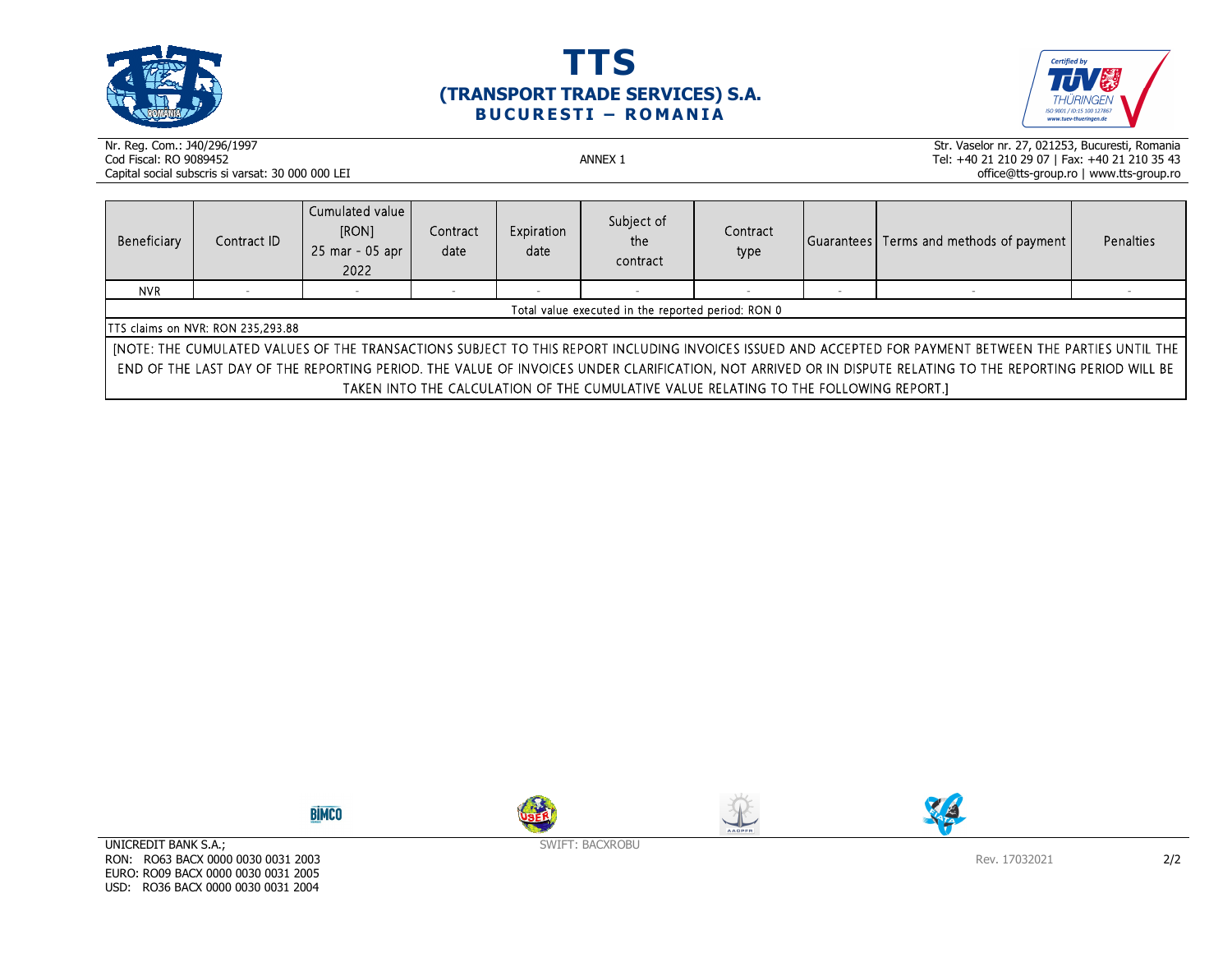Nr. Reg. Com.: J40/296/1997
Cod Fiscal: RO 9089452
Capital social subscris si varsat: 30 000 000 LEI

ANNEX 1

Str. Vaselor nr. 27, 021253, Bucuresti, Romania
Tel: +40 21 210 29 07 | Fax: +40 21 210 35 43
office@tts-group.ro | www.tts-group.ro

| Beneficiary | Contract ID | Cumulated value [RON] 25 mar - 05 apr 2022 | Contract date | Expiration date | Subject of the contract | Contract type | Guarantees | Terms and methods of payment | Penalties |
|---|---|---|---|---|---|---|---|---|---|
| NVR | - | - | - | - | - | - | - | - | - |
| Total value executed in the reported period: RON 0 | | | | | | | | | |
| TTS claims on NVR: RON 235,293.88 | | | | | | | | | |
| [NOTE: THE CUMULATED VALUES OF THE TRANSACTIONS SUBJECT TO THIS REPORT INCLUDING INVOICES ISSUED AND ACCEPTED FOR PAYMENT BETWEEN THE PARTIES UNTIL THE END OF THE LAST DAY OF THE REPORTING PERIOD. THE VALUE OF INVOICES UNDER CLARIFICATION, NOT ARRIVED OR IN DISPUTE RELATING TO THE REPORTING PERIOD WILL BE TAKEN INTO THE CALCULATION OF THE CUMULATIVE VALUE RELATING TO THE FOLLOWING REPORT.] | | | | | | | | | |

UNICREDIT BANK S.A.;
RON: RO63 BACX 0000 0030 0031 2003
EURO: RO09 BACX 0000 0030 0031 2005
USD: RO36 BACX 0000 0030 0031 2004

SWIFT: BACXROBU

Rev. 17032021